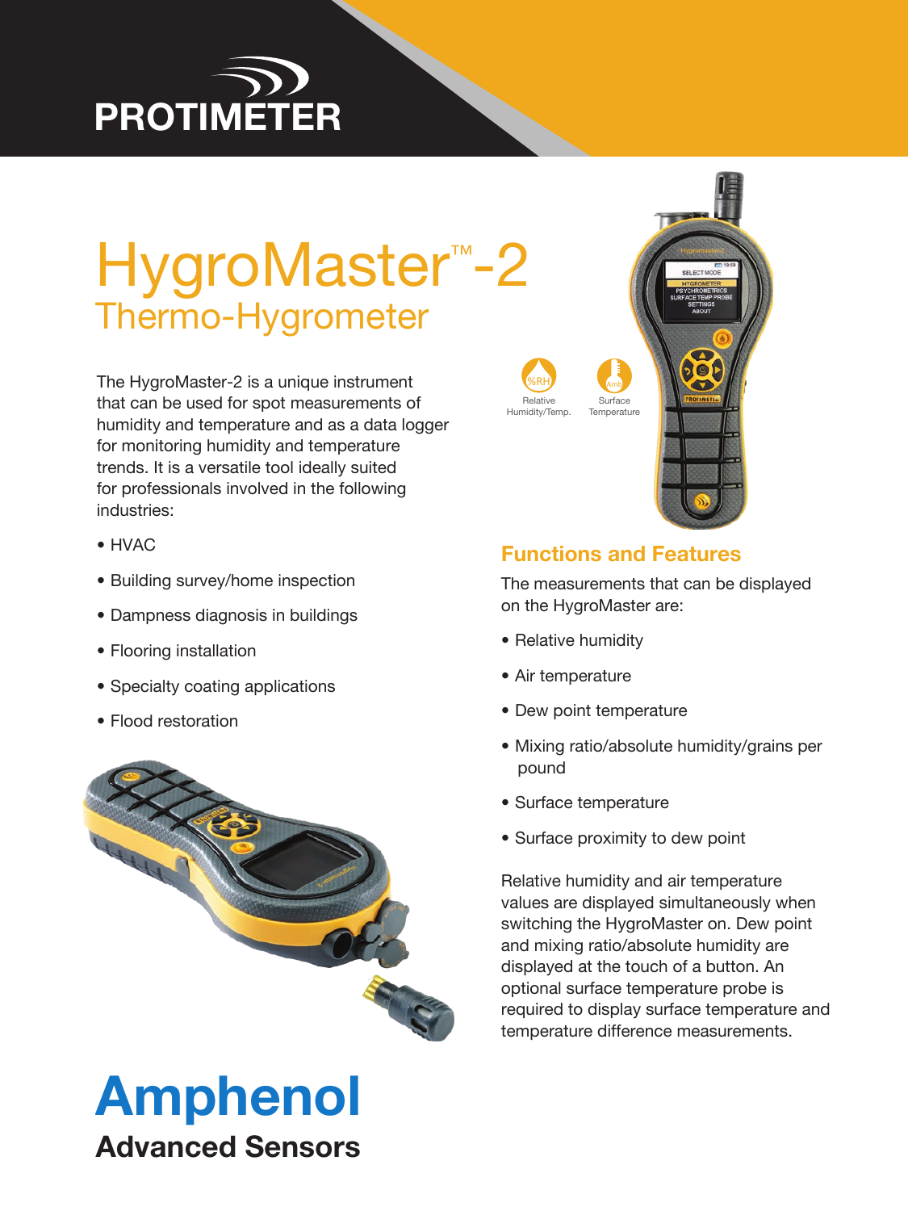PROTIMETER

# HygroMaster™-2

## Thermo-Hygrometer

The HygroMaster-2 is a unique instrument that can be used for spot measurements of humidity and temperature and as a data logger for monitoring humidity and temperature trends. It is a versatile tool ideally suited for professionals involved in the following industries:

- HVAC
- Building survey/home inspection
- Dampness diagnosis in buildings
- Flooring installation
- Specialty coating applications
- Flood restoration

Relative Humidity/Temp.

Surface Temperature

## Functions and Features

The measurements that can be displayed on the HygroMaster are:

- Relative humidity
- Air temperature
- Dew point temperature
- Mixing ratio/absolute humidity/grains per pound
- Surface temperature
- Surface proximity to dew point

Relative humidity and air temperature values are displayed simultaneously when switching the HygroMaster on. Dew point and mixing ratio/absolute humidity are displayed at the touch of a button. An optional surface temperature probe is required to display surface temperature and temperature difference measurements.

**Amphenol**
**Advanced Sensors**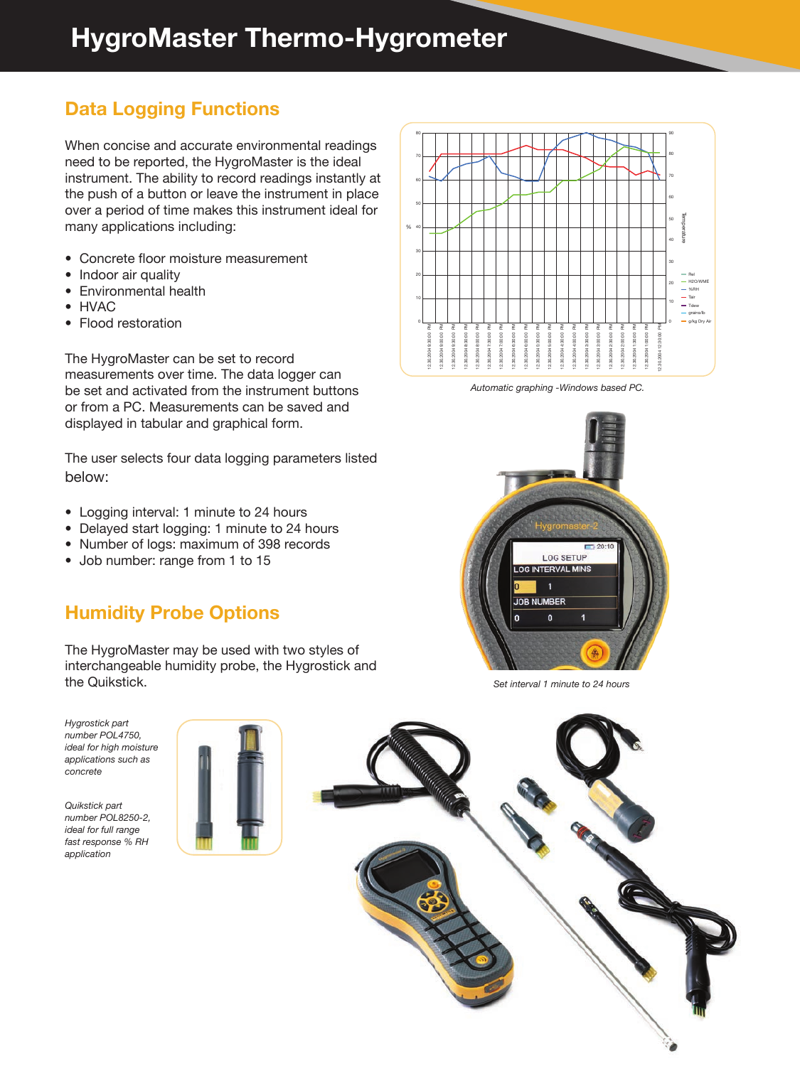# HygroMaster Thermo-Hygrometer

## Data Logging Functions

When concise and accurate environmental readings need to be reported, the HygroMaster is the ideal instrument. The ability to record readings instantly at the push of a button or leave the instrument in place over a period of time makes this instrument ideal for many applications including:

- Concrete floor moisture measurement
- Indoor air quality
- Environmental health
- HVAC
- Flood restoration

The HygroMaster can be set to record measurements over time. The data logger can be set and activated from the instrument buttons or from a PC. Measurements can be saved and displayed in tabular and graphical form.

The user selects four data logging parameters listed below:

- Logging interval: 1 minute to 24 hours
- Delayed start logging: 1 minute to 24 hours
- Number of logs: maximum of 398 records
- Job number: range from 1 to 15

*Automatic graphing -Windows based PC.*

*Set interval 1 minute to 24 hours*

## Humidity Probe Options

The HygroMaster may be used with two styles of interchangeable humidity probe, the Hygrostick and the Quikstick.

*Hygrostick part number POL4750, ideal for high moisture applications such as concrete*

*Quikstick part number POL8250-2, ideal for full range fast response % RH application*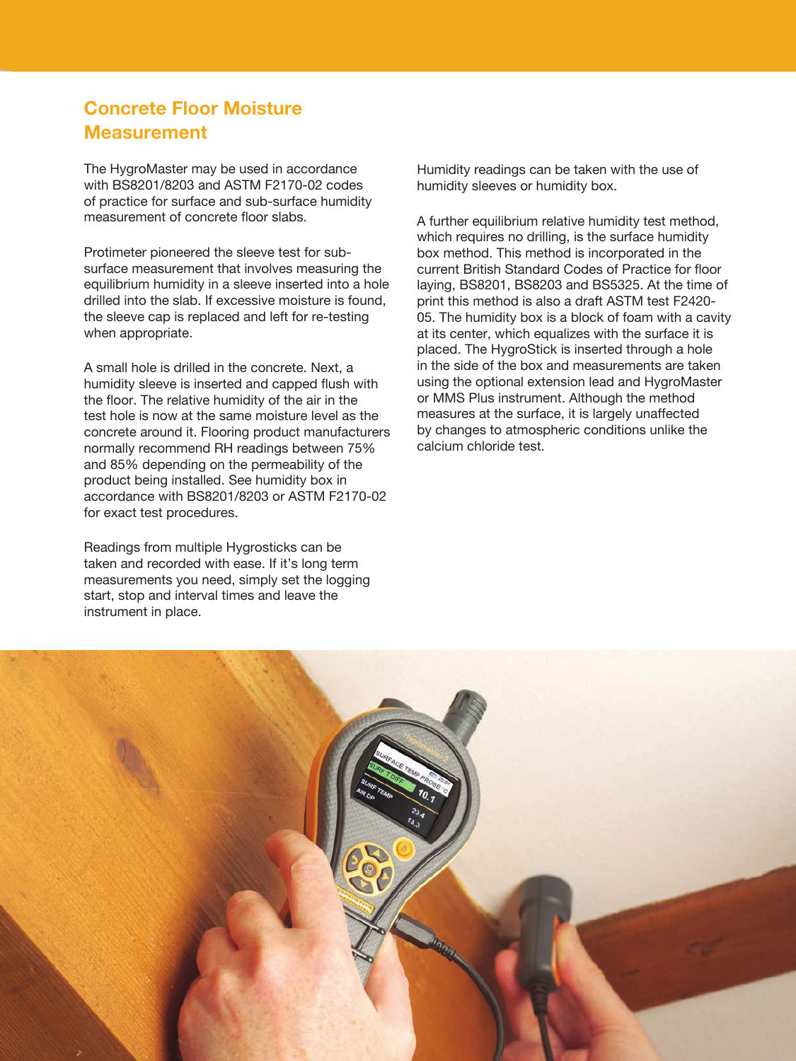## Concrete Floor Moisture Measurement

The HygroMaster may be used in accordance with BS8201/8203 and ASTM F2170-02 codes of practice for surface and sub-surface humidity measurement of concrete floor slabs.

Protimeter pioneered the sleeve test for sub-surface measurement that involves measuring the equilibrium humidity in a sleeve inserted into a hole drilled into the slab. If excessive moisture is found, the sleeve cap is replaced and left for re-testing when appropriate.

A small hole is drilled in the concrete. Next, a humidity sleeve is inserted and capped flush with the floor. The relative humidity of the air in the test hole is now at the same moisture level as the concrete around it. Flooring product manufacturers normally recommend RH readings between 75% and 85% depending on the permeability of the product being installed. See humidity box in accordance with BS8201/8203 or ASTM F2170-02 for exact test procedures.

Readings from multiple Hygrosticks can be taken and recorded with ease. If it's long term measurements you need, simply set the logging start, stop and interval times and leave the instrument in place.

Humidity readings can be taken with the use of humidity sleeves or humidity box.

A further equilibrium relative humidity test method, which requires no drilling, is the surface humidity box method. This method is incorporated in the current British Standard Codes of Practice for floor laying, BS8201, BS8203 and BS5325. At the time of print this method is also a draft ASTM test F2420-05. The humidity box is a block of foam with a cavity at its center, which equalizes with the surface it is placed. The HygroStick is inserted through a hole in the side of the box and measurements are taken using the optional extension lead and HygroMaster or MMS Plus instrument. Although the method measures at the surface, it is largely unaffected by changes to atmospheric conditions unlike the calcium chloride test.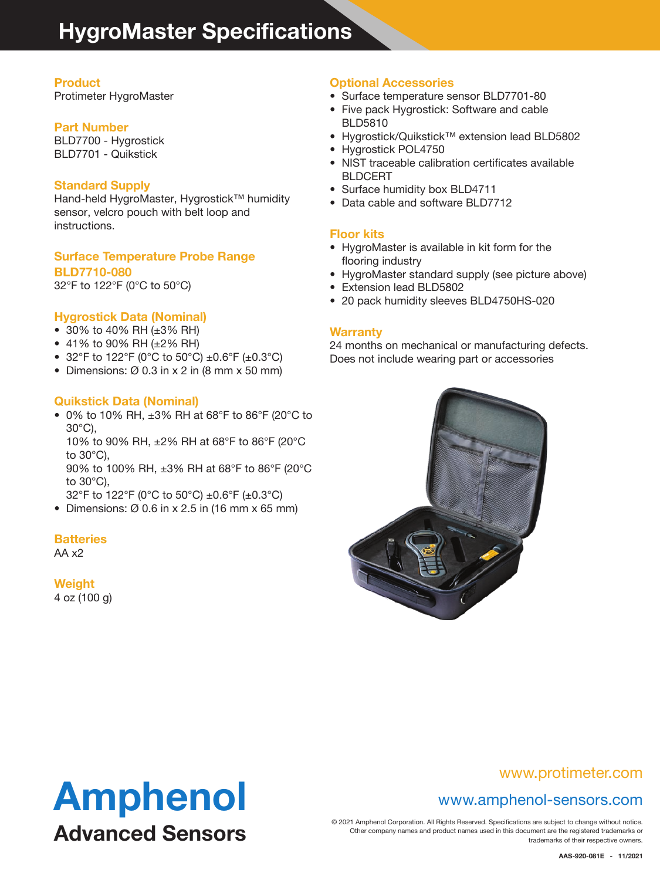# HygroMaster Specifications

## Product
Protimeter HygroMaster

## Part Number
BLD7700 - Hygrostick
BLD7701 - Quikstick

## Standard Supply
Hand-held HygroMaster, Hygrostick™ humidity sensor, velcro pouch with belt loop and instructions.

## Surface Temperature Probe Range BLD7710-080
32°F to 122°F (0°C to 50°C)

## Hygrostick Data (Nominal)
- 30% to 40% RH (±3% RH)
- 41% to 90% RH (±2% RH)
- 32°F to 122°F (0°C to 50°C) ±0.6°F (±0.3°C)
- Dimensions: Ø 0.3 in x 2 in (8 mm x 50 mm)

## Quikstick Data (Nominal)
- 0% to 10% RH, ±3% RH at 68°F to 86°F (20°C to 30°C),
  10% to 90% RH, ±2% RH at 68°F to 86°F (20°C to 30°C),
  90% to 100% RH, ±3% RH at 68°F to 86°F (20°C to 30°C),
  32°F to 122°F (0°C to 50°C) ±0.6°F (±0.3°C)
- Dimensions: Ø 0.6 in x 2.5 in (16 mm x 65 mm)

## Batteries
AA x2

## Weight
4 oz (100 g)

## Optional Accessories
- Surface temperature sensor BLD7701-80
- Five pack Hygrostick: Software and cable BLD5810
- Hygrostick/Quikstick™ extension lead BLD5802
- Hygrostick POL4750
- NIST traceable calibration certificates available BLDCERT
- Surface humidity box BLD4711
- Data cable and software BLD7712

## Floor kits
- HygroMaster is available in kit form for the flooring industry
- HygroMaster standard supply (see picture above)
- Extension lead BLD5802
- 20 pack humidity sleeves BLD4750HS-020

## Warranty
24 months on mechanical or manufacturing defects.
Does not include wearing part or accessories

**Amphenol**
**Advanced Sensors**

www.protimeter.com

www.amphenol-sensors.com

© 2021 Amphenol Corporation. All Rights Reserved. Specifications are subject to change without notice. Other company names and product names used in this document are the registered trademarks or trademarks of their respective owners.

AAS-920-081E - 11/2021